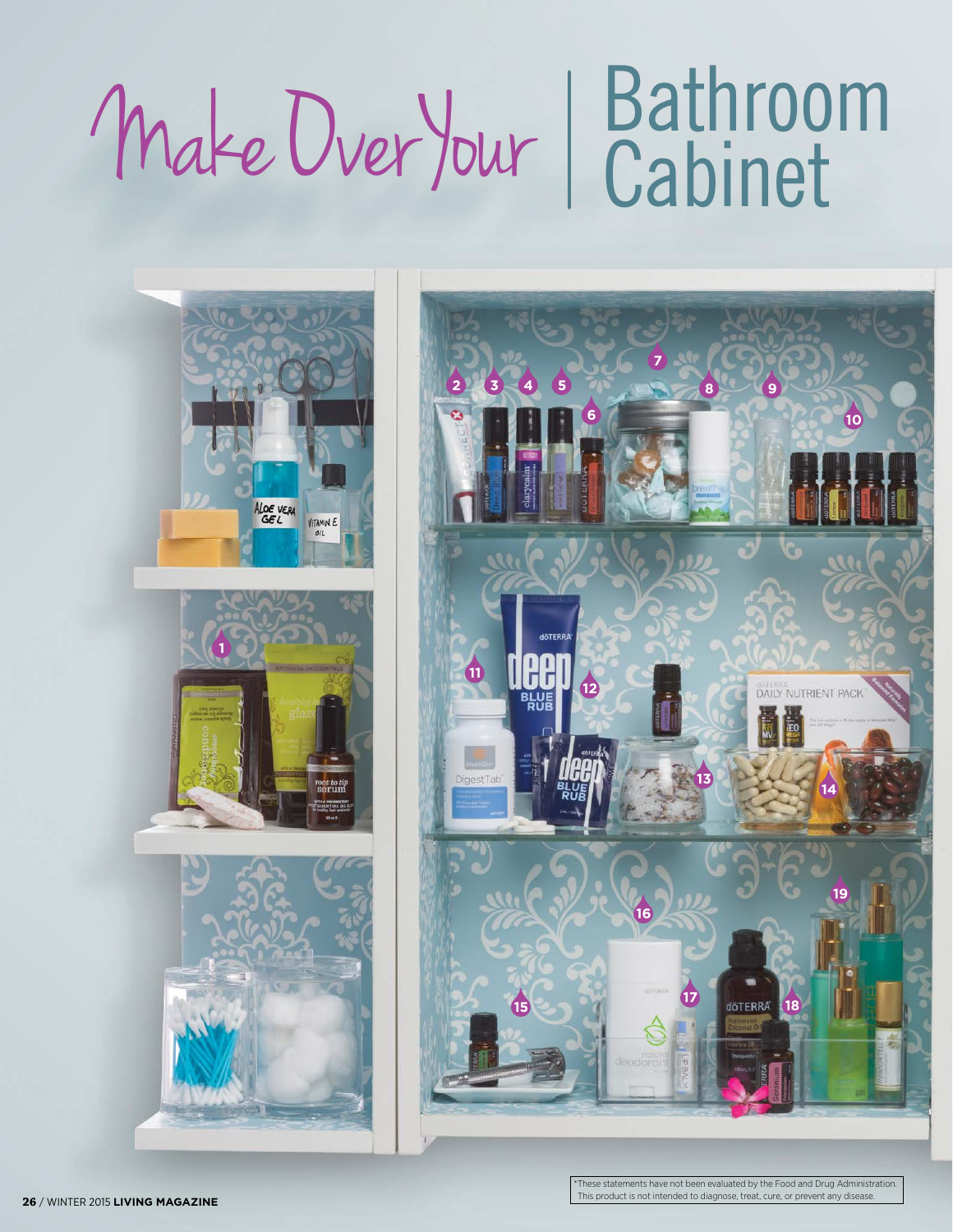# Make Over Your | Bathroom Cabinet

*These statements have not been evaluated by the Food and Drug Administration. This product is not intended to diagnose, treat, cure, or prevent any disease.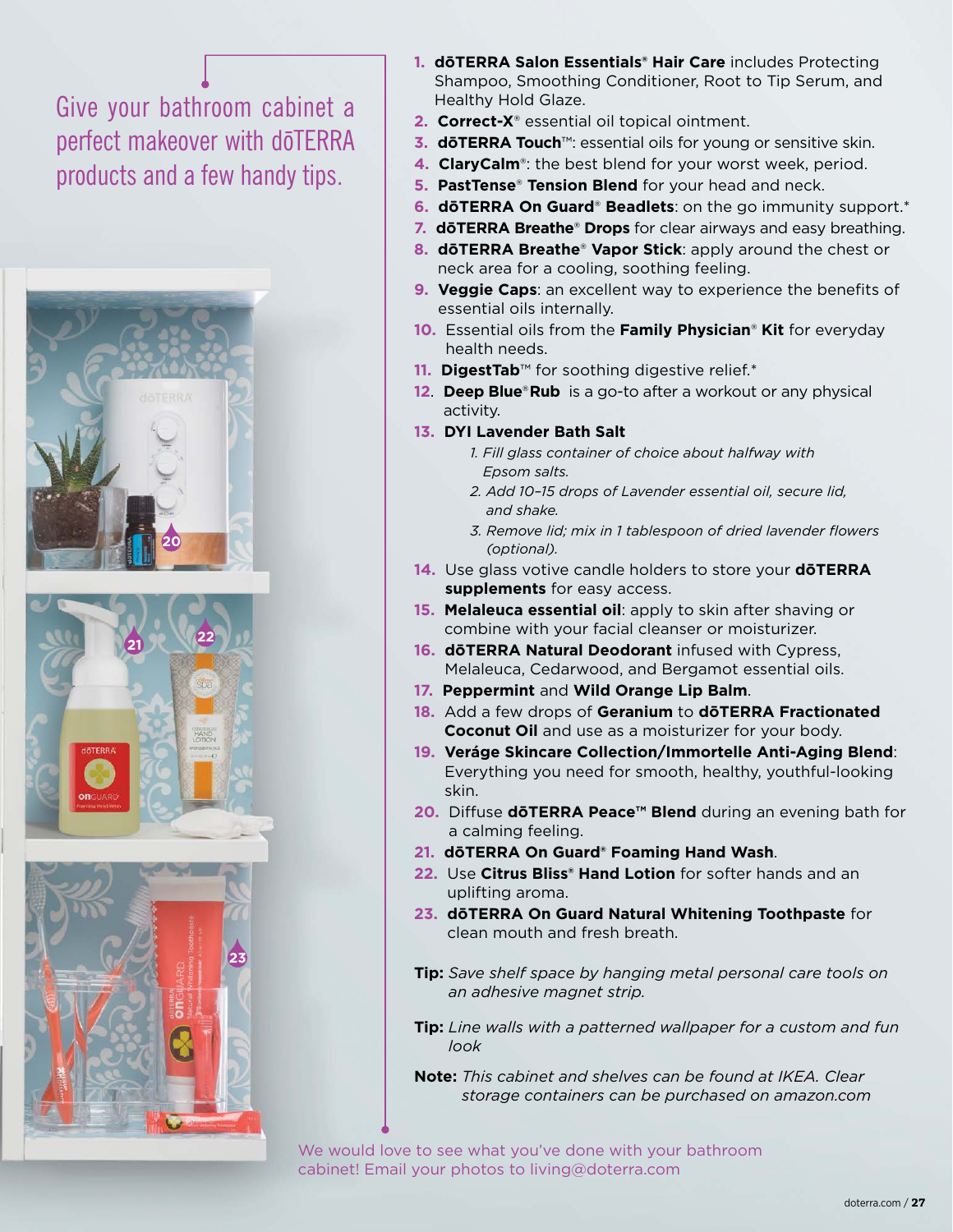Give your bathroom cabinet a perfect makeover with dōTERRA products and a few handy tips.

1. **dōTERRA Salon Essentials® Hair Care** includes Protecting Shampoo, Smoothing Conditioner, Root to Tip Serum, and Healthy Hold Glaze.
2. **Correct-X®** essential oil topical ointment.
3. **dōTERRA Touch™**: essential oils for young or sensitive skin.
4. **ClaryCalm®**: the best blend for your worst week, period.
5. **PastTense® Tension Blend** for your head and neck.
6. **dōTERRA On Guard® Beadlets**: on the go immunity support.*
7. **dōTERRA Breathe® Drops** for clear airways and easy breathing.
8. **dōTERRA Breathe® Vapor Stick**: apply around the chest or neck area for a cooling, soothing feeling.
9. **Veggie Caps**: an excellent way to experience the benefits of essential oils internally.
10. Essential oils from the **Family Physician® Kit** for everyday health needs.
11. **DigestTab™** for soothing digestive relief.*
12. **Deep Blue® Rub** is a go-to after a workout or any physical activity.
13. **DYI Lavender Bath Salt**
    1. *Fill glass container of choice about halfway with Epsom salts.*
    2. *Add 10–15 drops of Lavender essential oil, secure lid, and shake.*
    3. *Remove lid; mix in 1 tablespoon of dried lavender flowers (optional).*
14. Use glass votive candle holders to store your **dōTERRA supplements** for easy access.
15. **Melaleuca essential oil**: apply to skin after shaving or combine with your facial cleanser or moisturizer.
16. **dōTERRA Natural Deodorant** infused with Cypress, Melaleuca, Cedarwood, and Bergamot essential oils.
17. **Peppermint** and **Wild Orange Lip Balm**.
18. Add a few drops of **Geranium** to **dōTERRA Fractionated Coconut Oil** and use as a moisturizer for your body.
19. **Veráge Skincare Collection/Immortelle Anti-Aging Blend**: Everything you need for smooth, healthy, youthful-looking skin.
20. Diffuse **dōTERRA Peace™ Blend** during an evening bath for a calming feeling.
21. **dōTERRA On Guard® Foaming Hand Wash**.
22. Use **Citrus Bliss® Hand Lotion** for softer hands and an uplifting aroma.
23. **dōTERRA On Guard Natural Whitening Toothpaste** for clean mouth and fresh breath.

**Tip:** *Save shelf space by hanging metal personal care tools on an adhesive magnet strip.*

**Tip:** *Line walls with a patterned wallpaper for a custom and fun look*

**Note:** *This cabinet and shelves can be found at IKEA. Clear storage containers can be purchased on amazon.com*

We would love to see what you've done with your bathroom cabinet! Email your photos to living@doterra.com